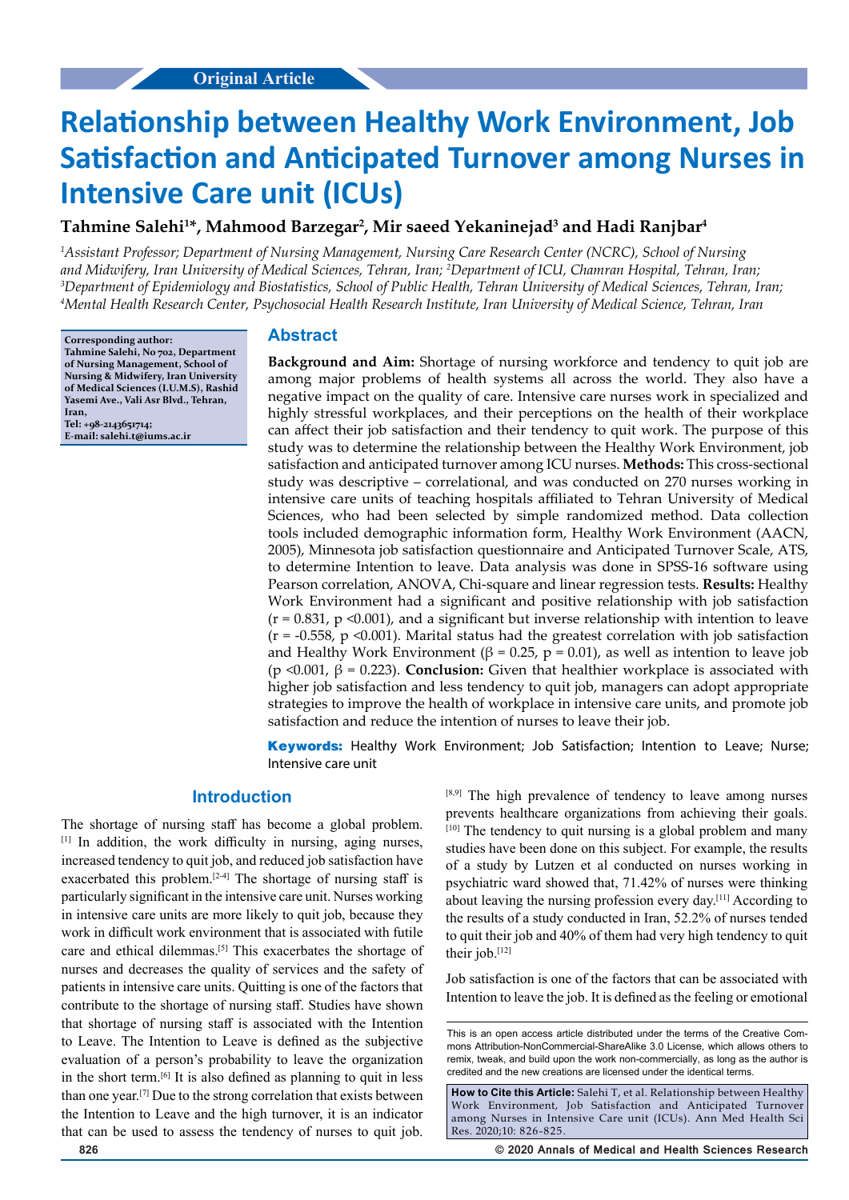Original Article

# Relationship between Healthy Work Environment, Job Satisfaction and Anticipated Turnover among Nurses in Intensive Care unit (ICUs)

**Tahmine Salehi[1]*, Mahmood Barzegar[2], Mir saeed Yekaninejad[3] and Hadi Ranjbar[4]**

*[1]Assistant Professor; Department of Nursing Management, Nursing Care Research Center (NCRC), School of Nursing and Midwifery, Iran University of Medical Sciences, Tehran, Iran; [2]Department of ICU, Chamran Hospital, Tehran, Iran; [3]Department of Epidemiology and Biostatistics, School of Public Health, Tehran University of Medical Sciences, Tehran, Iran; [4]Mental Health Research Center, Psychosocial Health Research Institute, Iran University of Medical Science, Tehran, Iran*

**Corresponding author: Tahmine Salehi, No 702, Department of Nursing Management, School of Nursing & Midwifery, Iran University of Medical Sciences (I.U.M.S), Rashid Yasemi Ave., Vali Asr Blvd., Tehran, Iran, Tel: +98-2143651714; E-mail: salehi.t@iums.ac.ir**

## Abstract

**Background and Aim:** Shortage of nursing workforce and tendency to quit job are among major problems of health systems all across the world. They also have a negative impact on the quality of care. Intensive care nurses work in specialized and highly stressful workplaces, and their perceptions on the health of their workplace can affect their job satisfaction and their tendency to quit work. The purpose of this study was to determine the relationship between the Healthy Work Environment, job satisfaction and anticipated turnover among ICU nurses. **Methods:** This cross-sectional study was descriptive – correlational, and was conducted on 270 nurses working in intensive care units of teaching hospitals affiliated to Tehran University of Medical Sciences, who had been selected by simple randomized method. Data collection tools included demographic information form, Healthy Work Environment (AACN, 2005), Minnesota job satisfaction questionnaire and Anticipated Turnover Scale, ATS, to determine Intention to leave. Data analysis was done in SPSS-16 software using Pearson correlation, ANOVA, Chi-square and linear regression tests. **Results:** Healthy Work Environment had a significant and positive relationship with job satisfaction ($r = 0.831$, $p < 0.001$), and a significant but inverse relationship with intention to leave ($r = -0.558$, $p < 0.001$). Marital status had the greatest correlation with job satisfaction and Healthy Work Environment ($\beta = 0.25$, $p = 0.01$), as well as intention to leave job ($p < 0.001$, $\beta = 0.223$). **Conclusion:** Given that healthier workplace is associated with higher job satisfaction and less tendency to quit job, managers can adopt appropriate strategies to improve the health of workplace in intensive care units, and promote job satisfaction and reduce the intention of nurses to leave their job.

**Keywords:** Healthy Work Environment; Job Satisfaction; Intention to Leave; Nurse; Intensive care unit

## Introduction

The shortage of nursing staff has become a global problem.[1] In addition, the work difficulty in nursing, aging nurses, increased tendency to quit job, and reduced job satisfaction have exacerbated this problem.[2-4] The shortage of nursing staff is particularly significant in the intensive care unit. Nurses working in intensive care units are more likely to quit job, because they work in difficult work environment that is associated with futile care and ethical dilemmas.[5] This exacerbates the shortage of nurses and decreases the quality of services and the safety of patients in intensive care units. Quitting is one of the factors that contribute to the shortage of nursing staff. Studies have shown that shortage of nursing staff is associated with the Intention to Leave. The Intention to Leave is defined as the subjective evaluation of a person's probability to leave the organization in the short term.[6] It is also defined as planning to quit in less than one year.[7] Due to the strong correlation that exists between the Intention to Leave and the high turnover, it is an indicator that can be used to assess the tendency of nurses to quit job.[8,9] The high prevalence of tendency to leave among nurses prevents healthcare organizations from achieving their goals.[10] The tendency to quit nursing is a global problem and many studies have been done on this subject. For example, the results of a study by Lutzen et al conducted on nurses working in psychiatric ward showed that, 71.42% of nurses were thinking about leaving the nursing profession every day.[11] According to the results of a study conducted in Iran, 52.2% of nurses tended to quit their job and 40% of them had very high tendency to quit their job.[12]

Job satisfaction is one of the factors that can be associated with Intention to leave the job. It is defined as the feeling or emotional

This is an open access article distributed under the terms of the Creative Commons Attribution-NonCommercial-ShareAlike 3.0 License, which allows others to remix, tweak, and build upon the work non-commercially, as long as the author is credited and the new creations are licensed under the identical terms.

**How to Cite this Article:** Salehi T, et al. Relationship between Healthy Work Environment, Job Satisfaction and Anticipated Turnover among Nurses in Intensive Care unit (ICUs). Ann Med Health Sci Res. 2020;10: 826-825.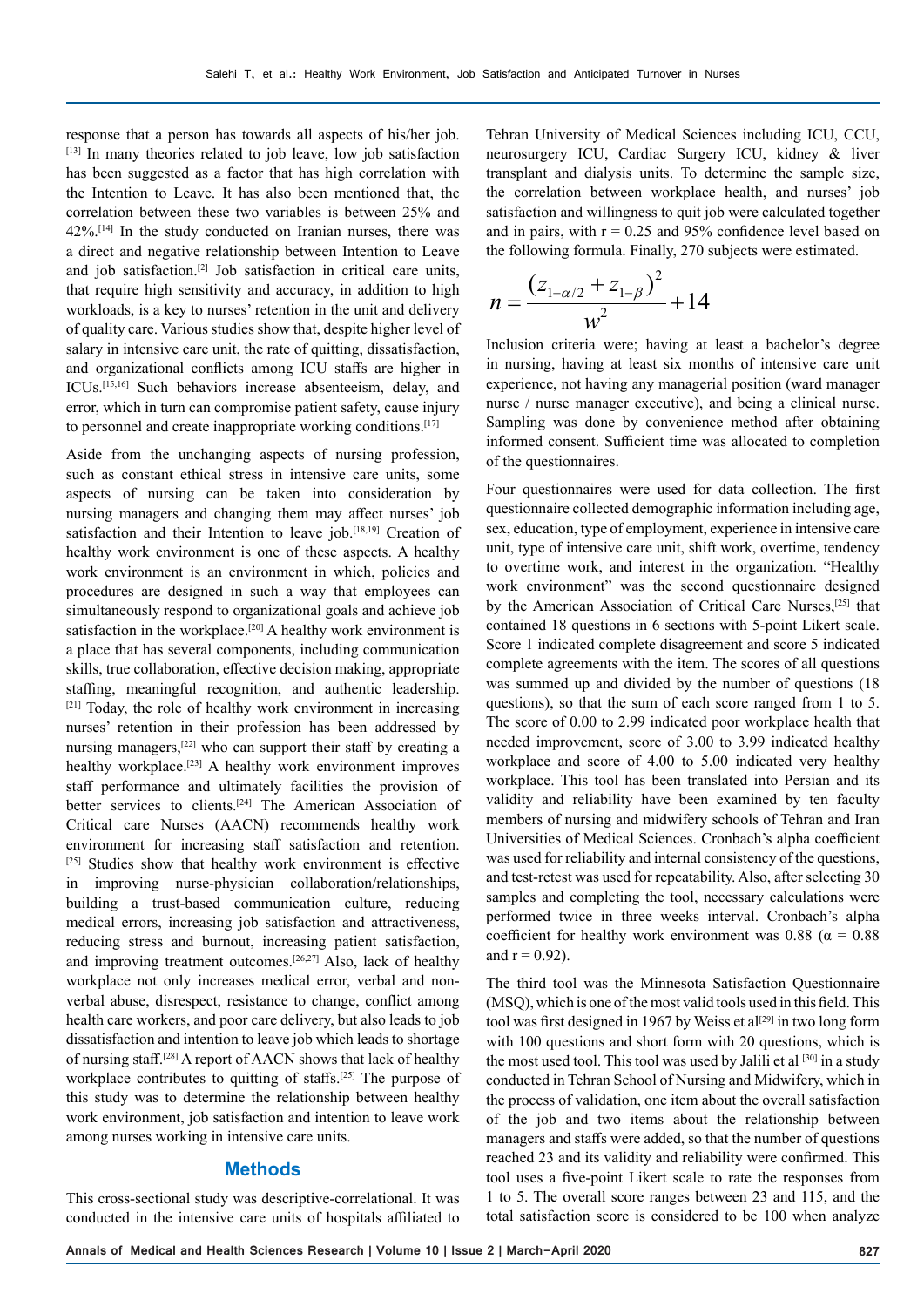response that a person has towards all aspects of his/her job.[13] In many theories related to job leave, low job satisfaction has been suggested as a factor that has high correlation with the Intention to Leave. It has also been mentioned that, the correlation between these two variables is between 25% and 42%.[14] In the study conducted on Iranian nurses, there was a direct and negative relationship between Intention to Leave and job satisfaction.[2] Job satisfaction in critical care units, that require high sensitivity and accuracy, in addition to high workloads, is a key to nurses' retention in the unit and delivery of quality care. Various studies show that, despite higher level of salary in intensive care unit, the rate of quitting, dissatisfaction, and organizational conflicts among ICU staffs are higher in ICUs.[15,16] Such behaviors increase absenteeism, delay, and error, which in turn can compromise patient safety, cause injury to personnel and create inappropriate working conditions.[17]

Aside from the unchanging aspects of nursing profession, such as constant ethical stress in intensive care units, some aspects of nursing can be taken into consideration by nursing managers and changing them may affect nurses' job satisfaction and their Intention to leave job.[18,19] Creation of healthy work environment is one of these aspects. A healthy work environment is an environment in which, policies and procedures are designed in such a way that employees can simultaneously respond to organizational goals and achieve job satisfaction in the workplace.[20] A healthy work environment is a place that has several components, including communication skills, true collaboration, effective decision making, appropriate staffing, meaningful recognition, and authentic leadership.[21] Today, the role of healthy work environment in increasing nurses' retention in their profession has been addressed by nursing managers,[22] who can support their staff by creating a healthy workplace.[23] A healthy work environment improves staff performance and ultimately facilities the provision of better services to clients.[24] The American Association of Critical care Nurses (AACN) recommends healthy work environment for increasing staff satisfaction and retention.[25] Studies show that healthy work environment is effective in improving nurse-physician collaboration/relationships, building a trust-based communication culture, reducing medical errors, increasing job satisfaction and attractiveness, reducing stress and burnout, increasing patient satisfaction, and improving treatment outcomes.[26,27] Also, lack of healthy workplace not only increases medical error, verbal and non-verbal abuse, disrespect, resistance to change, conflict among health care workers, and poor care delivery, but also leads to job dissatisfaction and intention to leave job which leads to shortage of nursing staff.[28] A report of AACN shows that lack of healthy workplace contributes to quitting of staffs.[25] The purpose of this study was to determine the relationship between healthy work environment, job satisfaction and intention to leave work among nurses working in intensive care units.

## Methods

This cross-sectional study was descriptive-correlational. It was conducted in the intensive care units of hospitals affiliated to Tehran University of Medical Sciences including ICU, CCU, neurosurgery ICU, Cardiac Surgery ICU, kidney & liver transplant and dialysis units. To determine the sample size, the correlation between workplace health, and nurses' job satisfaction and willingness to quit job were calculated together and in pairs, with r = 0.25 and 95% confidence level based on the following formula. Finally, 270 subjects were estimated.

$$n = \frac{(z_{1-\alpha/2} + z_{1-\beta})^2}{w^2} + 14$$

Inclusion criteria were; having at least a bachelor's degree in nursing, having at least six months of intensive care unit experience, not having any managerial position (ward manager nurse / nurse manager executive), and being a clinical nurse. Sampling was done by convenience method after obtaining informed consent. Sufficient time was allocated to completion of the questionnaires.

Four questionnaires were used for data collection. The first questionnaire collected demographic information including age, sex, education, type of employment, experience in intensive care unit, type of intensive care unit, shift work, overtime, tendency to overtime work, and interest in the organization. "Healthy work environment" was the second questionnaire designed by the American Association of Critical Care Nurses,[25] that contained 18 questions in 6 sections with 5-point Likert scale. Score 1 indicated complete disagreement and score 5 indicated complete agreements with the item. The scores of all questions was summed up and divided by the number of questions (18 questions), so that the sum of each score ranged from 1 to 5. The score of 0.00 to 2.99 indicated poor workplace health that needed improvement, score of 3.00 to 3.99 indicated healthy workplace and score of 4.00 to 5.00 indicated very healthy workplace. This tool has been translated into Persian and its validity and reliability have been examined by ten faculty members of nursing and midwifery schools of Tehran and Iran Universities of Medical Sciences. Cronbach's alpha coefficient was used for reliability and internal consistency of the questions, and test-retest was used for repeatability. Also, after selecting 30 samples and completing the tool, necessary calculations were performed twice in three weeks interval. Cronbach's alpha coefficient for healthy work environment was 0.88 ($\alpha = 0.88$ and $r = 0.92$).

The third tool was the Minnesota Satisfaction Questionnaire (MSQ), which is one of the most valid tools used in this field. This tool was first designed in 1967 by Weiss et al[29] in two long form with 100 questions and short form with 20 questions, which is the most used tool. This tool was used by Jalili et al [30] in a study conducted in Tehran School of Nursing and Midwifery, which in the process of validation, one item about the overall satisfaction of the job and two items about the relationship between managers and staffs were added, so that the number of questions reached 23 and its validity and reliability were confirmed. This tool uses a five-point Likert scale to rate the responses from 1 to 5. The overall score ranges between 23 and 115, and the total satisfaction score is considered to be 100 when analyze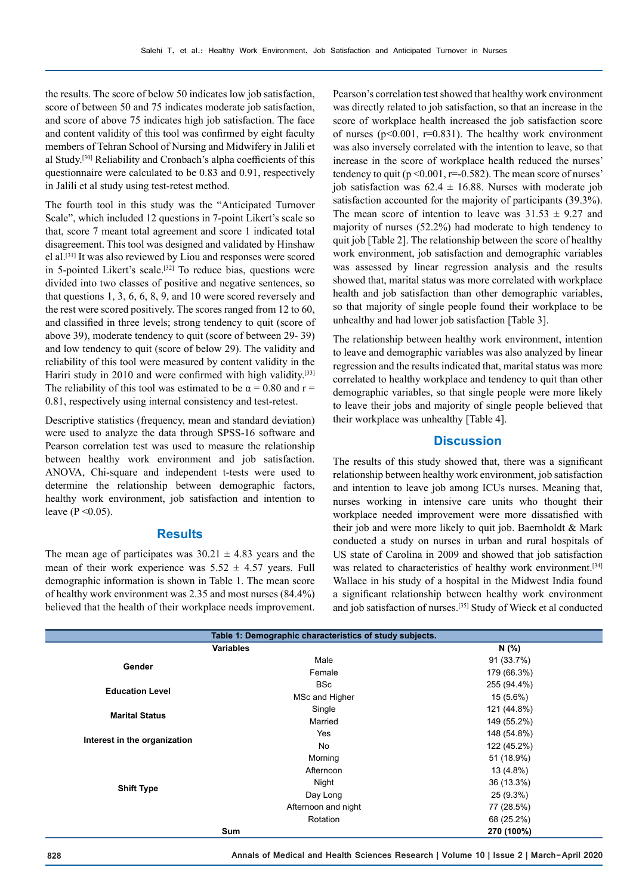the results. The score of below 50 indicates low job satisfaction, score of between 50 and 75 indicates moderate job satisfaction, and score of above 75 indicates high job satisfaction. The face and content validity of this tool was confirmed by eight faculty members of Tehran School of Nursing and Midwifery in Jalili et al Study.[30] Reliability and Cronbach's alpha coefficients of this questionnaire were calculated to be 0.83 and 0.91, respectively in Jalili et al study using test-retest method.

The fourth tool in this study was the "Anticipated Turnover Scale", which included 12 questions in 7-point Likert's scale so that, score 7 meant total agreement and score 1 indicated total disagreement. This tool was designed and validated by Hinshaw el al.[31] It was also reviewed by Liou and responses were scored in 5-pointed Likert's scale.[32] To reduce bias, questions were divided into two classes of positive and negative sentences, so that questions 1, 3, 6, 6, 8, 9, and 10 were scored reversely and the rest were scored positively. The scores ranged from 12 to 60, and classified in three levels; strong tendency to quit (score of above 39), moderate tendency to quit (score of between 29- 39) and low tendency to quit (score of below 29). The validity and reliability of this tool were measured by content validity in the Hariri study in 2010 and were confirmed with high validity.[33] The reliability of this tool was estimated to be $\alpha = 0.80$ and $r = 0.81$, respectively using internal consistency and test-retest.

Descriptive statistics (frequency, mean and standard deviation) were used to analyze the data through SPSS-16 software and Pearson correlation test was used to measure the relationship between healthy work environment and job satisfaction. ANOVA, Chi-square and independent t-tests were used to determine the relationship between demographic factors, healthy work environment, job satisfaction and intention to leave ($P < 0.05$).

## Results

The mean age of participates was $30.21 \pm 4.83$ years and the mean of their work experience was $5.52 \pm 4.57$ years. Full demographic information is shown in Table 1. The mean score of healthy work environment was 2.35 and most nurses (84.4%) believed that the health of their workplace needs improvement. Pearson's correlation test showed that healthy work environment was directly related to job satisfaction, so that an increase in the score of workplace health increased the job satisfaction score of nurses ($p<0.001$, $r=0.831$). The healthy work environment was also inversely correlated with the intention to leave, so that increase in the score of workplace health reduced the nurses' tendency to quit ($p<0.001$, $r=-0.582$). The mean score of nurses' job satisfaction was $62.4 \pm 16.88$. Nurses with moderate job satisfaction accounted for the majority of participants (39.3%). The mean score of intention to leave was $31.53 \pm 9.27$ and majority of nurses (52.2%) had moderate to high tendency to quit job [Table 2]. The relationship between the score of healthy work environment, job satisfaction and demographic variables was assessed by linear regression analysis and the results showed that, marital status was more correlated with workplace health and job satisfaction than other demographic variables, so that majority of single people found their workplace to be unhealthy and had lower job satisfaction [Table 3].

The relationship between healthy work environment, intention to leave and demographic variables was also analyzed by linear regression and the results indicated that, marital status was more correlated to healthy workplace and tendency to quit than other demographic variables, so that single people were more likely to leave their jobs and majority of single people believed that their workplace was unhealthy [Table 4].

## Discussion

The results of this study showed that, there was a significant relationship between healthy work environment, job satisfaction and intention to leave job among ICUs nurses. Meaning that, nurses working in intensive care units who thought their workplace needed improvement were more dissatisfied with their job and were more likely to quit job. Baernholdt & Mark conducted a study on nurses in urban and rural hospitals of US state of Carolina in 2009 and showed that job satisfaction was related to characteristics of healthy work environment.[34] Wallace in his study of a hospital in the Midwest India found a significant relationship between healthy work environment and job satisfaction of nurses.[35] Study of Wieck et al conducted

**Table 1: Demographic characteristics of study subjects.**

| Variables | | N (%) |
|---|---|---|
| Gender | Male | 91 (33.7%) |
| | Female | 179 (66.3%) |
| Education Level | BSc | 255 (94.4%) |
| | MSc and Higher | 15 (5.6%) |
| Marital Status | Single | 121 (44.8%) |
| | Married | 149 (55.2%) |
| Interest in the organization | Yes | 148 (54.8%) |
| | No | 122 (45.2%) |
| Shift Type | Morning | 51 (18.9%) |
| | Afternoon | 13 (4.8%) |
| | Night | 36 (13.3%) |
| | Day Long | 25 (9.3%) |
| | Afternoon and night | 77 (28.5%) |
| | Rotation | 68 (25.2%) |
| **Sum** | | **270 (100%)** |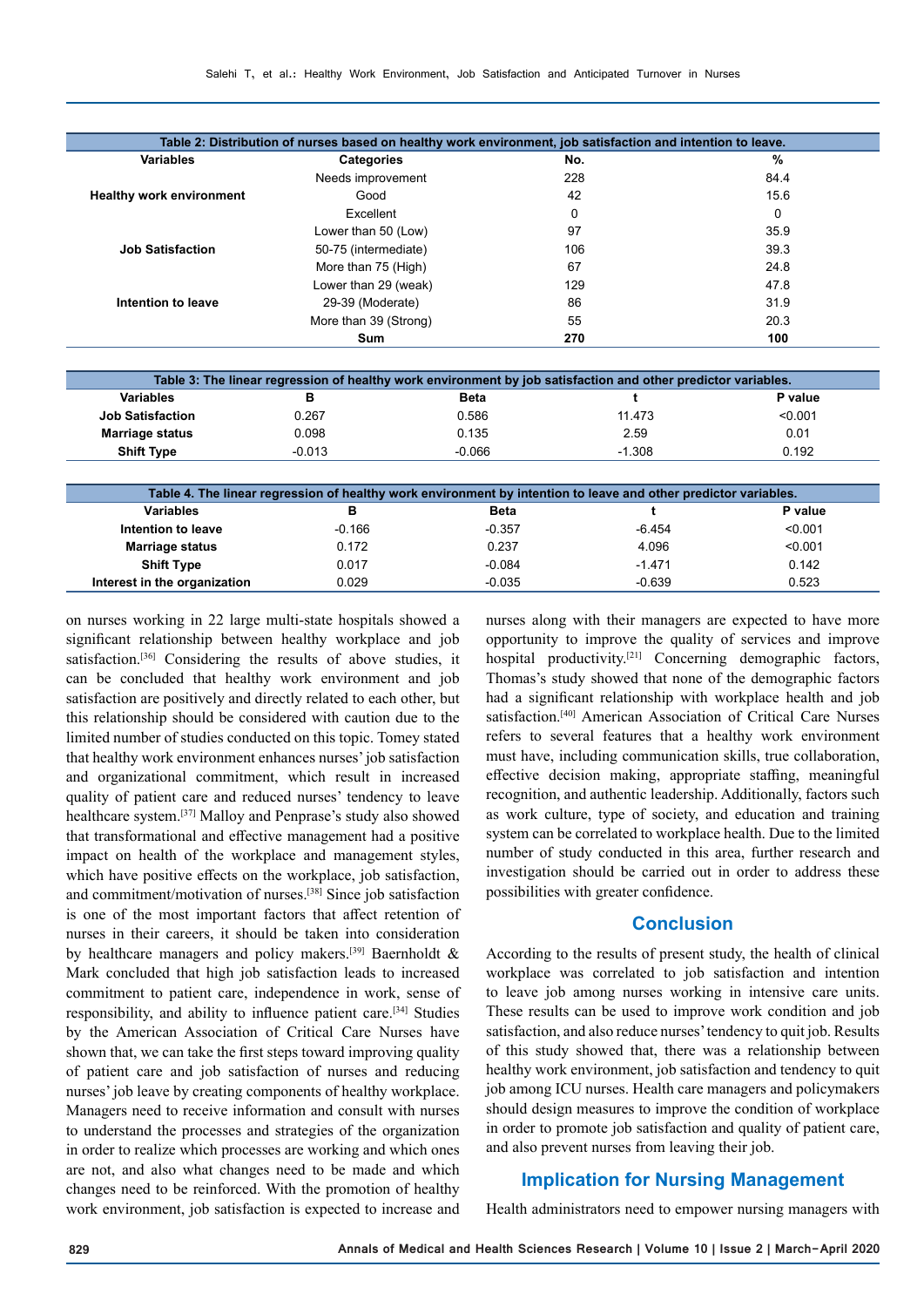Table 2: Distribution of nurses based on healthy work environment, job satisfaction and intention to leave.

| Variables | Categories | No. | % |
|---|---|---|---|
| Healthy work environment | Needs improvement | 228 | 84.4 |
| | Good | 42 | 15.6 |
| | Excellent | 0 | 0 |
| Job Satisfaction | Lower than 50 (Low) | 97 | 35.9 |
| | 50-75 (intermediate) | 106 | 39.3 |
| | More than 75 (High) | 67 | 24.8 |
| Intention to leave | Lower than 29 (weak) | 129 | 47.8 |
| | 29-39 (Moderate) | 86 | 31.9 |
| | More than 39 (Strong) | 55 | 20.3 |
| | **Sum** | **270** | **100** |

Table 3: The linear regression of healthy work environment by job satisfaction and other predictor variables.

| Variables | B | Beta | t | P value |
|---|---|---|---|---|
| Job Satisfaction | 0.267 | 0.586 | 11.473 | <0.001 |
| Marriage status | 0.098 | 0.135 | 2.59 | 0.01 |
| Shift Type | -0.013 | -0.066 | -1.308 | 0.192 |

Table 4. The linear regression of healthy work environment by intention to leave and other predictor variables.

| Variables | B | Beta | t | P value |
|---|---|---|---|---|
| Intention to leave | -0.166 | -0.357 | -6.454 | <0.001 |
| Marriage status | 0.172 | 0.237 | 4.096 | <0.001 |
| Shift Type | 0.017 | -0.084 | -1.471 | 0.142 |
| Interest in the organization | 0.029 | -0.035 | -0.639 | 0.523 |

on nurses working in 22 large multi-state hospitals showed a significant relationship between healthy workplace and job satisfaction.[36] Considering the results of above studies, it can be concluded that healthy work environment and job satisfaction are positively and directly related to each other, but this relationship should be considered with caution due to the limited number of studies conducted on this topic. Tomey stated that healthy work environment enhances nurses' job satisfaction and organizational commitment, which result in increased quality of patient care and reduced nurses' tendency to leave healthcare system.[37] Malloy and Penprase's study also showed that transformational and effective management had a positive impact on health of the workplace and management styles, which have positive effects on the workplace, job satisfaction, and commitment/motivation of nurses.[38] Since job satisfaction is one of the most important factors that affect retention of nurses in their careers, it should be taken into consideration by healthcare managers and policy makers.[39] Baernholdt & Mark concluded that high job satisfaction leads to increased commitment to patient care, independence in work, sense of responsibility, and ability to influence patient care.[34] Studies by the American Association of Critical Care Nurses have shown that, we can take the first steps toward improving quality of patient care and job satisfaction of nurses and reducing nurses' job leave by creating components of healthy workplace. Managers need to receive information and consult with nurses to understand the processes and strategies of the organization in order to realize which processes are working and which ones are not, and also what changes need to be made and which changes need to be reinforced. With the promotion of healthy work environment, job satisfaction is expected to increase and nurses along with their managers are expected to have more opportunity to improve the quality of services and improve hospital productivity.[21] Concerning demographic factors, Thomas's study showed that none of the demographic factors had a significant relationship with workplace health and job satisfaction.[40] American Association of Critical Care Nurses refers to several features that a healthy work environment must have, including communication skills, true collaboration, effective decision making, appropriate staffing, meaningful recognition, and authentic leadership. Additionally, factors such as work culture, type of society, and education and training system can be correlated to workplace health. Due to the limited number of study conducted in this area, further research and investigation should be carried out in order to address these possibilities with greater confidence.

## Conclusion

According to the results of present study, the health of clinical workplace was correlated to job satisfaction and intention to leave job among nurses working in intensive care units. These results can be used to improve work condition and job satisfaction, and also reduce nurses' tendency to quit job. Results of this study showed that, there was a relationship between healthy work environment, job satisfaction and tendency to quit job among ICU nurses. Health care managers and policymakers should design measures to improve the condition of workplace in order to promote job satisfaction and quality of patient care, and also prevent nurses from leaving their job.

## Implication for Nursing Management

Health administrators need to empower nursing managers with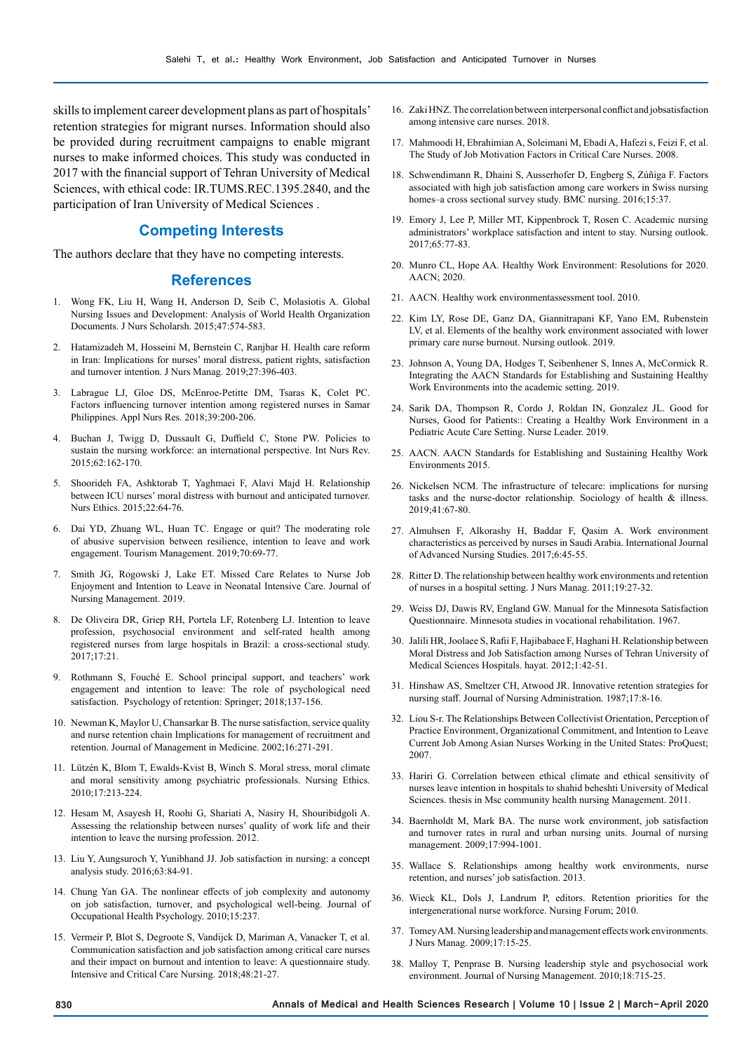skills to implement career development plans as part of hospitals' retention strategies for migrant nurses. Information should also be provided during recruitment campaigns to enable migrant nurses to make informed choices. This study was conducted in 2017 with the financial support of Tehran University of Medical Sciences, with ethical code: IR.TUMS.REC.1395.2840, and the participation of Iran University of Medical Sciences .

## Competing Interests

The authors declare that they have no competing interests.

## References

1. Wong FK, Liu H, Wang H, Anderson D, Seib C, Molasiotis A. Global Nursing Issues and Development: Analysis of World Health Organization Documents. J Nurs Scholarsh. 2015;47:574-583.
2. Hatamizadeh M, Hosseini M, Bernstein C, Ranjbar H. Health care reform in Iran: Implications for nurses' moral distress, patient rights, satisfaction and turnover intention. J Nurs Manag. 2019;27:396-403.
3. Labrague LJ, Gloe DS, McEnroe-Petitte DM, Tsaras K, Colet PC. Factors influencing turnover intention among registered nurses in Samar Philippines. Appl Nurs Res. 2018;39:200-206.
4. Buchan J, Twigg D, Dussault G, Duffield C, Stone PW. Policies to sustain the nursing workforce: an international perspective. Int Nurs Rev. 2015;62:162-170.
5. Shoorideh FA, Ashktorab T, Yaghmaei F, Alavi Majd H. Relationship between ICU nurses' moral distress with burnout and anticipated turnover. Nurs Ethics. 2015;22:64-76.
6. Dai YD, Zhuang WL, Huan TC. Engage or quit? The moderating role of abusive supervision between resilience, intention to leave and work engagement. Tourism Management. 2019;70:69-77.
7. Smith JG, Rogowski J, Lake ET. Missed Care Relates to Nurse Job Enjoyment and Intention to Leave in Neonatal Intensive Care. Journal of Nursing Management. 2019.
8. De Oliveira DR, Griep RH, Portela LF, Rotenberg LJ. Intention to leave profession, psychosocial environment and self-rated health among registered nurses from large hospitals in Brazil: a cross-sectional study. 2017;17:21.
9. Rothmann S, Fouché E. School principal support, and teachers' work engagement and intention to leave: The role of psychological need satisfaction. Psychology of retention: Springer; 2018;137-156.
10. Newman K, Maylor U, Chansarkar B. The nurse satisfaction, service quality and nurse retention chain Implications for management of recruitment and retention. Journal of Management in Medicine. 2002;16:271-291.
11. Lützén K, Blom T, Ewalds-Kvist B, Winch S. Moral stress, moral climate and moral sensitivity among psychiatric professionals. Nursing Ethics. 2010;17:213-224.
12. Hesam M, Asayesh H, Roohi G, Shariati A, Nasiry H, Shouribidgoli A. Assessing the relationship between nurses' quality of work life and their intention to leave the nursing profession. 2012.
13. Liu Y, Aungsuroch Y, Yunibhand JJ. Job satisfaction in nursing: a concept analysis study. 2016;63:84-91.
14. Chung Yan GA. The nonlinear effects of job complexity and autonomy on job satisfaction, turnover, and psychological well-being. Journal of Occupational Health Psychology. 2010;15:237.
15. Vermeir P, Blot S, Degroote S, Vandijck D, Mariman A, Vanacker T, et al. Communication satisfaction and job satisfaction among critical care nurses and their impact on burnout and intention to leave: A questionnaire study. Intensive and Critical Care Nursing. 2018;48:21-27.
16. Zaki HNZ. The correlation between interpersonal conflict and jobsatisfaction among intensive care nurses. 2018.
17. Mahmoodi H, Ebrahimian A, Soleimani M, Ebadi A, Hafezi s, Feizi F, et al. The Study of Job Motivation Factors in Critical Care Nurses. 2008.
18. Schwendimann R, Dhaini S, Ausserhofer D, Engberg S, Zúñiga F. Factors associated with high job satisfaction among care workers in Swiss nursing homes–a cross sectional survey study. BMC nursing. 2016;15:37.
19. Emory J, Lee P, Miller MT, Kippenbrock T, Rosen C. Academic nursing administrators' workplace satisfaction and intent to stay. Nursing outlook. 2017;65:77-83.
20. Munro CL, Hope AA. Healthy Work Environment: Resolutions for 2020. AACN; 2020.
21. AACN. Healthy work environmentassessment tool. 2010.
22. Kim LY, Rose DE, Ganz DA, Giannitrapani KF, Yano EM, Rubenstein LV, et al. Elements of the healthy work environment associated with lower primary care nurse burnout. Nursing outlook. 2019.
23. Johnson A, Young DA, Hodges T, Seibenhener S, Innes A, McCormick R. Integrating the AACN Standards for Establishing and Sustaining Healthy Work Environments into the academic setting. 2019.
24. Sarik DA, Thompson R, Cordo J, Roldan IN, Gonzalez JL. Good for Nurses, Good for Patients:: Creating a Healthy Work Environment in a Pediatric Acute Care Setting. Nurse Leader. 2019.
25. AACN. AACN Standards for Establishing and Sustaining Healthy Work Environments 2015.
26. Nickelsen NCM. The infrastructure of telecare: implications for nursing tasks and the nurse-doctor relationship. Sociology of health & illness. 2019;41:67-80.
27. Almuhsen F, Alkorashy H, Baddar F, Qasim A. Work environment characteristics as perceived by nurses in Saudi Arabia. International Journal of Advanced Nursing Studies. 2017;6:45-55.
28. Ritter D. The relationship between healthy work environments and retention of nurses in a hospital setting. J Nurs Manag. 2011;19:27-32.
29. Weiss DJ, Dawis RV, England GW. Manual for the Minnesota Satisfaction Questionnaire. Minnesota studies in vocational rehabilitation. 1967.
30. Jalili HR, Joolaee S, Rafii F, Hajibabaee F, Haghani H. Relationship between Moral Distress and Job Satisfaction among Nurses of Tehran University of Medical Sciences Hospitals. hayat. 2012;1:42-51.
31. Hinshaw AS, Smeltzer CH, Atwood JR. Innovative retention strategies for nursing staff. Journal of Nursing Administration. 1987;17:8-16.
32. Liou S-r. The Relationships Between Collectivist Orientation, Perception of Practice Environment, Organizational Commitment, and Intention to Leave Current Job Among Asian Nurses Working in the United States: ProQuest; 2007.
33. Hariri G. Correlation between ethical climate and ethical sensitivity of nurses leave intention in hospitals to shahid beheshti University of Medical Sciences. thesis in Msc community health nursing Management. 2011.
34. Baernholdt M, Mark BA. The nurse work environment, job satisfaction and turnover rates in rural and urban nursing units. Journal of nursing management. 2009;17:994-1001.
35. Wallace S. Relationships among healthy work environments, nurse retention, and nurses' job satisfaction. 2013.
36. Wieck KL, Dols J, Landrum P, editors. Retention priorities for the intergenerational nurse workforce. Nursing Forum; 2010.
37. Tomey AM. Nursing leadership and management effects work environments. J Nurs Manag. 2009;17:15-25.
38. Malloy T, Penprase B. Nursing leadership style and psychosocial work environment. Journal of Nursing Management. 2010;18:715-25.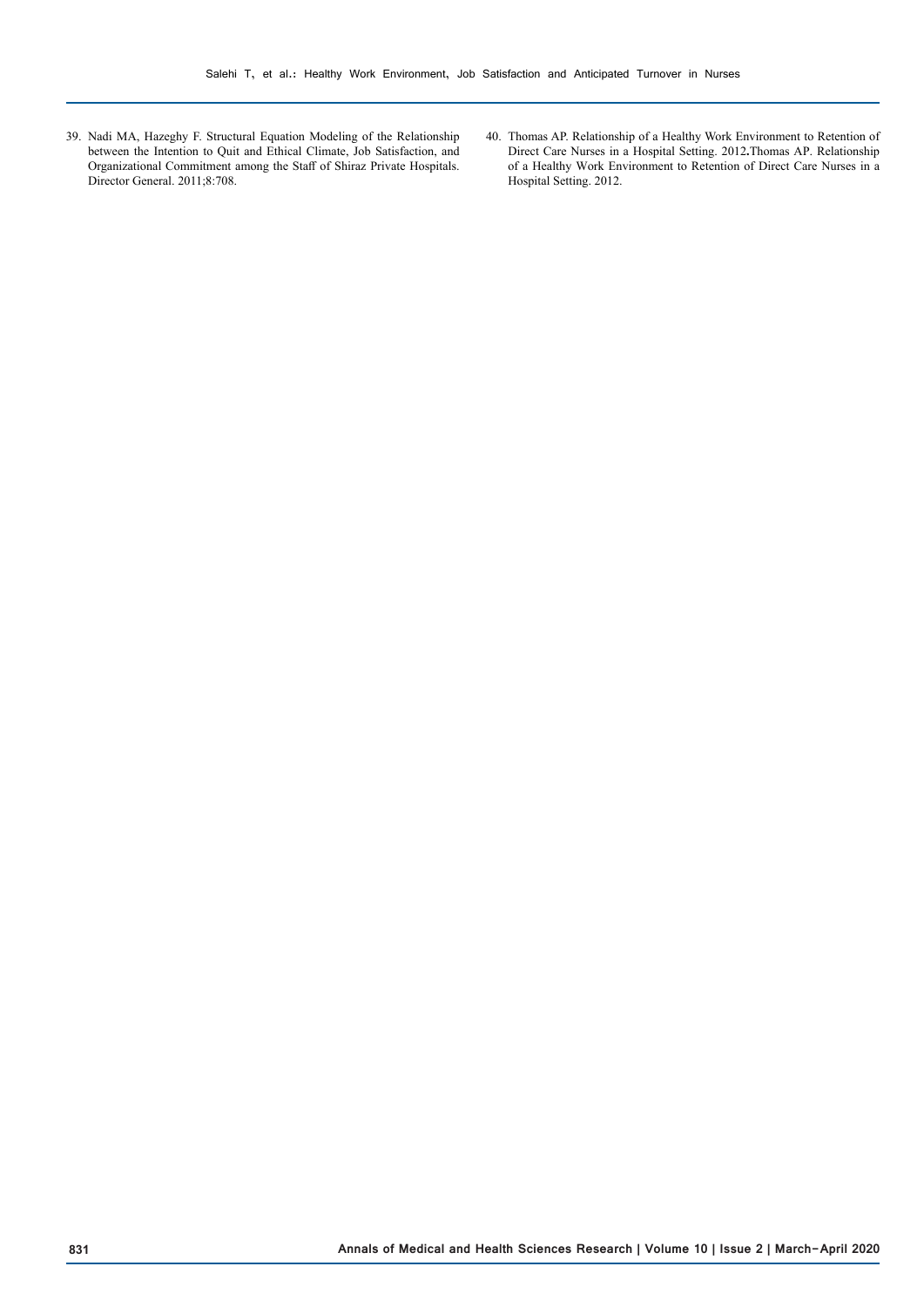39. Nadi MA, Hazeghy F. Structural Equation Modeling of the Relationship between the Intention to Quit and Ethical Climate, Job Satisfaction, and Organizational Commitment among the Staff of Shiraz Private Hospitals. Director General. 2011;8:708.
40. Thomas AP. Relationship of a Healthy Work Environment to Retention of Direct Care Nurses in a Hospital Setting. 2012**.**Thomas AP. Relationship of a Healthy Work Environment to Retention of Direct Care Nurses in a Hospital Setting. 2012.